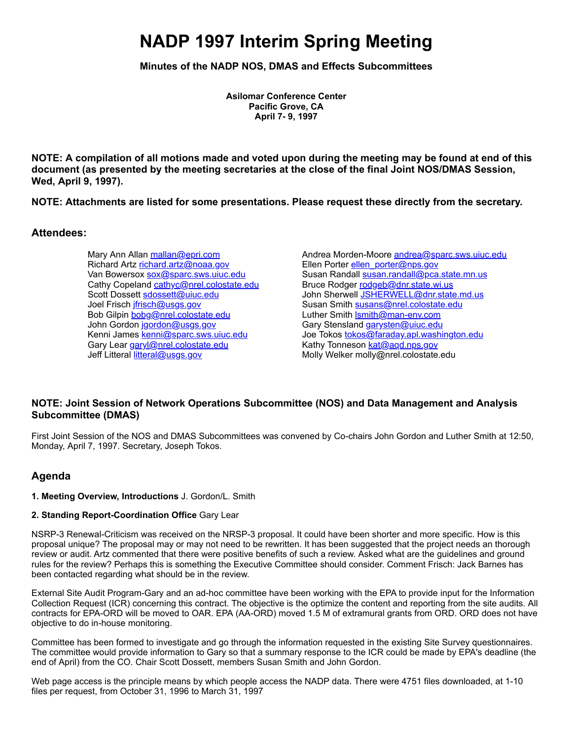# NADP 1997 Interim Spring Meeting

**Minutes of the NADP NOS, DMAS and Effects Subcommittees**

**Asilomar Conference Center**
**Pacific Grove, CA**
**April 7- 9, 1997**

**NOTE: A compilation of all motions made and voted upon during the meeting may be found at end of this document (as presented by the meeting secretaries at the close of the final Joint NOS/DMAS Session, Wed, April 9, 1997).**

**NOTE: Attachments are listed for some presentations. Please request these directly from the secretary.**

## Attendees:

Mary Ann Allan mallan@epri.com
Richard Artz richard.artz@noaa.gov
Van Bowersox sox@sparc.sws.uiuc.edu
Cathy Copeland cathyc@nrel.colostate.edu
Scott Dossett sdossett@uiuc.edu
Joel Frisch jfrisch@usgs.gov
Bob Gilpin bobg@nrel.colostate.edu
John Gordon jgordon@usgs.gov
Kenni James kenni@sparc.sws.uiuc.edu
Gary Lear garyl@nrel.colostate.edu
Jeff Litteral litteral@usgs.gov
Andrea Morden-Moore andrea@sparc.sws.uiuc.edu
Ellen Porter ellen_porter@nps.gov
Susan Randall susan.randall@pca.state.mn.us
Bruce Rodger rodgeb@dnr.state.wi.us
John Sherwell JSHERWELL@dnr.state.md.us
Susan Smith susans@nrel.colostate.edu
Luther Smith lsmith@man-env.com
Gary Stensland garysten@uiuc.edu
Joe Tokos tokos@faraday.apl.washington.edu
Kathy Tonneson kat@aqd.nps.gov
Molly Welker molly@nrel.colostate.edu

### NOTE: Joint Session of Network Operations Subcommittee (NOS) and Data Management and Analysis Subcommittee (DMAS)

First Joint Session of the NOS and DMAS Subcommittees was convened by Co-chairs John Gordon and Luther Smith at 12:50, Monday, April 7, 1997. Secretary, Joseph Tokos.

## Agenda

**1. Meeting Overview, Introductions** J. Gordon/L. Smith

**2. Standing Report-Coordination Office** Gary Lear

NSRP-3 Renewal-Criticism was received on the NRSP-3 proposal. It could have been shorter and more specific. How is this proposal unique? The proposal may or may not need to be rewritten. It has been suggested that the project needs an thorough review or audit. Artz commented that there were positive benefits of such a review. Asked what are the guidelines and ground rules for the review? Perhaps this is something the Executive Committee should consider. Comment Frisch: Jack Barnes has been contacted regarding what should be in the review.

External Site Audit Program-Gary and an ad-hoc committee have been working with the EPA to provide input for the Information Collection Request (ICR) concerning this contract. The objective is the optimize the content and reporting from the site audits. All contracts for EPA-ORD will be moved to OAR. EPA (AA-ORD) moved 1.5 M of extramural grants from ORD. ORD does not have objective to do in-house monitoring.

Committee has been formed to investigate and go through the information requested in the existing Site Survey questionnaires. The committee would provide information to Gary so that a summary response to the ICR could be made by EPA's deadline (the end of April) from the CO. Chair Scott Dossett, members Susan Smith and John Gordon.

Web page access is the principle means by which people access the NADP data. There were 4751 files downloaded, at 1-10 files per request, from October 31, 1996 to March 31, 1997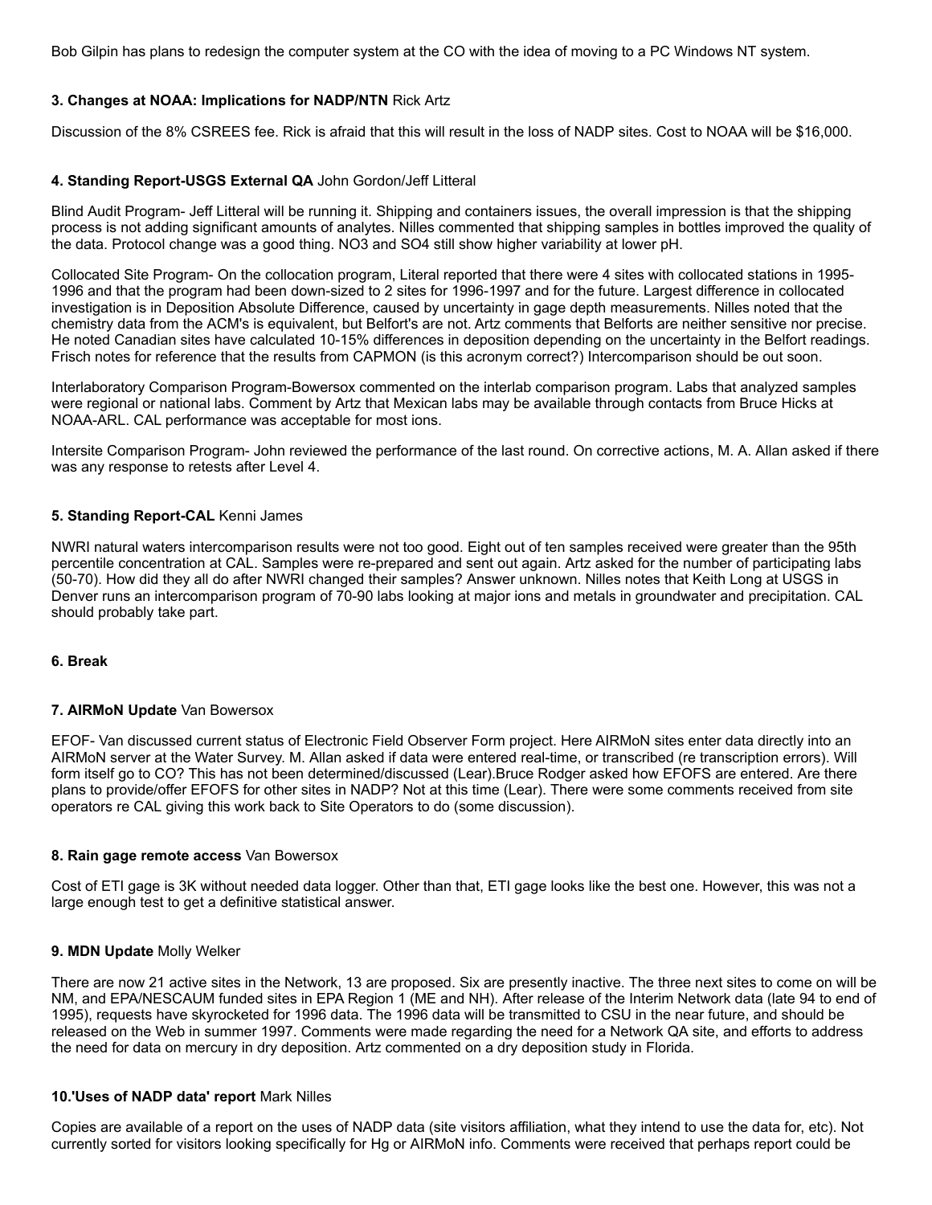Bob Gilpin has plans to redesign the computer system at the CO with the idea of moving to a PC Windows NT system.

**3. Changes at NOAA: Implications for NADP/NTN** Rick Artz

Discussion of the 8% CSREES fee. Rick is afraid that this will result in the loss of NADP sites. Cost to NOAA will be $16,000.

**4. Standing Report-USGS External QA** John Gordon/Jeff Litteral

Blind Audit Program- Jeff Litteral will be running it. Shipping and containers issues, the overall impression is that the shipping process is not adding significant amounts of analytes. Nilles commented that shipping samples in bottles improved the quality of the data. Protocol change was a good thing. NO3 and SO4 still show higher variability at lower pH.

Collocated Site Program- On the collocation program, Literal reported that there were 4 sites with collocated stations in 1995-1996 and that the program had been down-sized to 2 sites for 1996-1997 and for the future. Largest difference in collocated investigation is in Deposition Absolute Difference, caused by uncertainty in gage depth measurements. Nilles noted that the chemistry data from the ACM's is equivalent, but Belfort's are not. Artz comments that Belforts are neither sensitive nor precise. He noted Canadian sites have calculated 10-15% differences in deposition depending on the uncertainty in the Belfort readings. Frisch notes for reference that the results from CAPMON (is this acronym correct?) Intercomparison should be out soon.

Interlaboratory Comparison Program-Bowersox commented on the interlab comparison program. Labs that analyzed samples were regional or national labs. Comment by Artz that Mexican labs may be available through contacts from Bruce Hicks at NOAA-ARL. CAL performance was acceptable for most ions.

Intersite Comparison Program- John reviewed the performance of the last round. On corrective actions, M. A. Allan asked if there was any response to retests after Level 4.

**5. Standing Report-CAL** Kenni James

NWRI natural waters intercomparison results were not too good. Eight out of ten samples received were greater than the 95th percentile concentration at CAL. Samples were re-prepared and sent out again. Artz asked for the number of participating labs (50-70). How did they all do after NWRI changed their samples? Answer unknown. Nilles notes that Keith Long at USGS in Denver runs an intercomparison program of 70-90 labs looking at major ions and metals in groundwater and precipitation. CAL should probably take part.

**6. Break**

**7. AIRMoN Update** Van Bowersox

EFOF- Van discussed current status of Electronic Field Observer Form project. Here AIRMoN sites enter data directly into an AIRMoN server at the Water Survey. M. Allan asked if data were entered real-time, or transcribed (re transcription errors). Will form itself go to CO? This has not been determined/discussed (Lear).Bruce Rodger asked how EFOFS are entered. Are there plans to provide/offer EFOFS for other sites in NADP? Not at this time (Lear). There were some comments received from site operators re CAL giving this work back to Site Operators to do (some discussion).

**8. Rain gage remote access** Van Bowersox

Cost of ETI gage is 3K without needed data logger. Other than that, ETI gage looks like the best one. However, this was not a large enough test to get a definitive statistical answer.

**9. MDN Update** Molly Welker

There are now 21 active sites in the Network, 13 are proposed. Six are presently inactive. The three next sites to come on will be NM, and EPA/NESCAUM funded sites in EPA Region 1 (ME and NH). After release of the Interim Network data (late 94 to end of 1995), requests have skyrocketed for 1996 data. The 1996 data will be transmitted to CSU in the near future, and should be released on the Web in summer 1997. Comments were made regarding the need for a Network QA site, and efforts to address the need for data on mercury in dry deposition. Artz commented on a dry deposition study in Florida.

**10.'Uses of NADP data' report** Mark Nilles

Copies are available of a report on the uses of NADP data (site visitors affiliation, what they intend to use the data for, etc). Not currently sorted for visitors looking specifically for Hg or AIRMoN info. Comments were received that perhaps report could be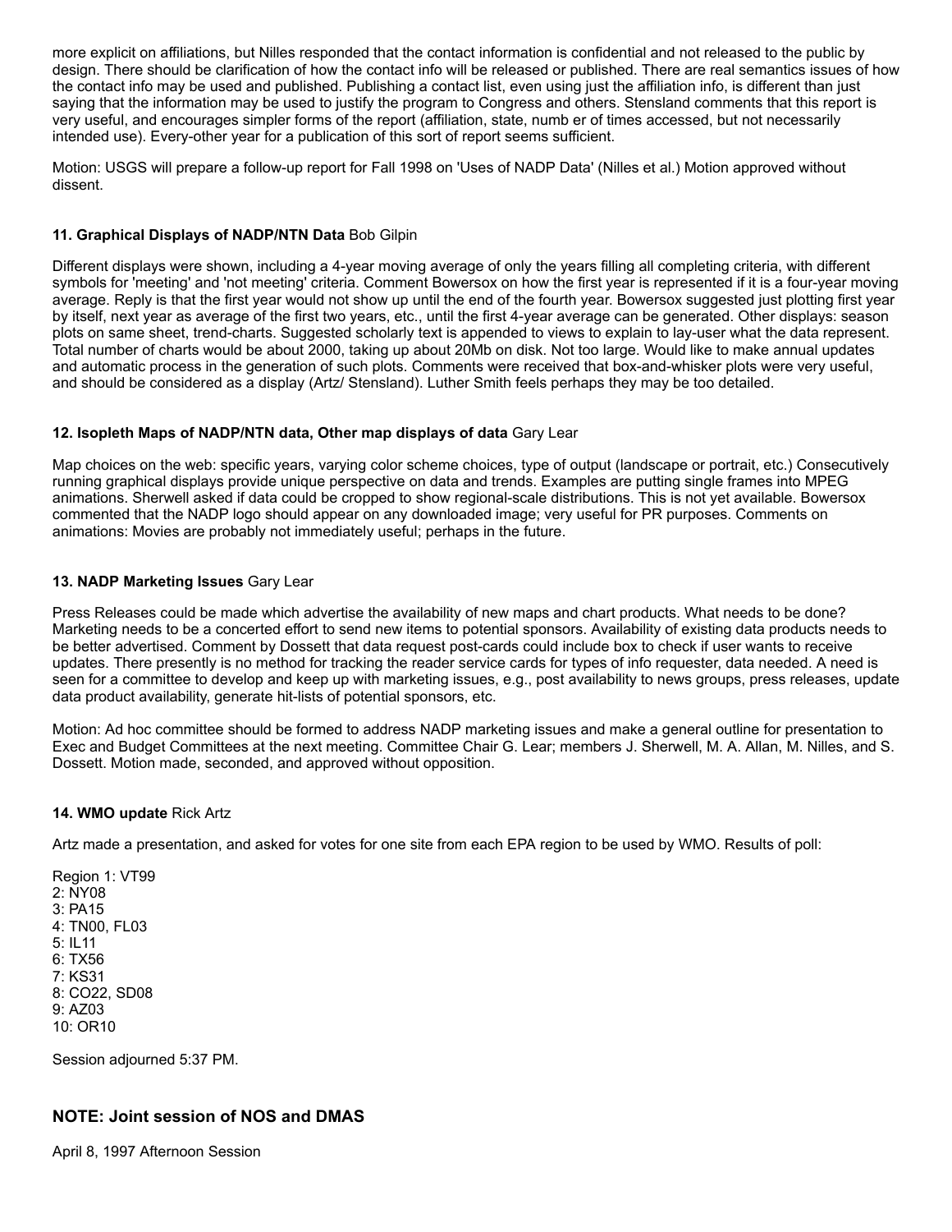more explicit on affiliations, but Nilles responded that the contact information is confidential and not released to the public by design. There should be clarification of how the contact info will be released or published. There are real semantics issues of how the contact info may be used and published. Publishing a contact list, even using just the affiliation info, is different than just saying that the information may be used to justify the program to Congress and others. Stensland comments that this report is very useful, and encourages simpler forms of the report (affiliation, state, numb er of times accessed, but not necessarily intended use). Every-other year for a publication of this sort of report seems sufficient.

Motion: USGS will prepare a follow-up report for Fall 1998 on 'Uses of NADP Data' (Nilles et al.) Motion approved without dissent.

**11. Graphical Displays of NADP/NTN Data** Bob Gilpin

Different displays were shown, including a 4-year moving average of only the years filling all completing criteria, with different symbols for 'meeting' and 'not meeting' criteria. Comment Bowersox on how the first year is represented if it is a four-year moving average. Reply is that the first year would not show up until the end of the fourth year. Bowersox suggested just plotting first year by itself, next year as average of the first two years, etc., until the first 4-year average can be generated. Other displays: season plots on same sheet, trend-charts. Suggested scholarly text is appended to views to explain to lay-user what the data represent. Total number of charts would be about 2000, taking up about 20Mb on disk. Not too large. Would like to make annual updates and automatic process in the generation of such plots. Comments were received that box-and-whisker plots were very useful, and should be considered as a display (Artz/ Stensland). Luther Smith feels perhaps they may be too detailed.

**12. Isopleth Maps of NADP/NTN data, Other map displays of data** Gary Lear

Map choices on the web: specific years, varying color scheme choices, type of output (landscape or portrait, etc.) Consecutively running graphical displays provide unique perspective on data and trends. Examples are putting single frames into MPEG animations. Sherwell asked if data could be cropped to show regional-scale distributions. This is not yet available. Bowersox commented that the NADP logo should appear on any downloaded image; very useful for PR purposes. Comments on animations: Movies are probably not immediately useful; perhaps in the future.

**13. NADP Marketing Issues** Gary Lear

Press Releases could be made which advertise the availability of new maps and chart products. What needs to be done? Marketing needs to be a concerted effort to send new items to potential sponsors. Availability of existing data products needs to be better advertised. Comment by Dossett that data request post-cards could include box to check if user wants to receive updates. There presently is no method for tracking the reader service cards for types of info requester, data needed. A need is seen for a committee to develop and keep up with marketing issues, e.g., post availability to news groups, press releases, update data product availability, generate hit-lists of potential sponsors, etc.

Motion: Ad hoc committee should be formed to address NADP marketing issues and make a general outline for presentation to Exec and Budget Committees at the next meeting. Committee Chair G. Lear; members J. Sherwell, M. A. Allan, M. Nilles, and S. Dossett. Motion made, seconded, and approved without opposition.

**14. WMO update** Rick Artz

Artz made a presentation, and asked for votes for one site from each EPA region to be used by WMO. Results of poll:

Region 1: VT99
2: NY08
3: PA15
4: TN00, FL03
5: IL11
6: TX56
7: KS31
8: CO22, SD08
9: AZ03
10: OR10

Session adjourned 5:37 PM.

## NOTE: Joint session of NOS and DMAS

April 8, 1997 Afternoon Session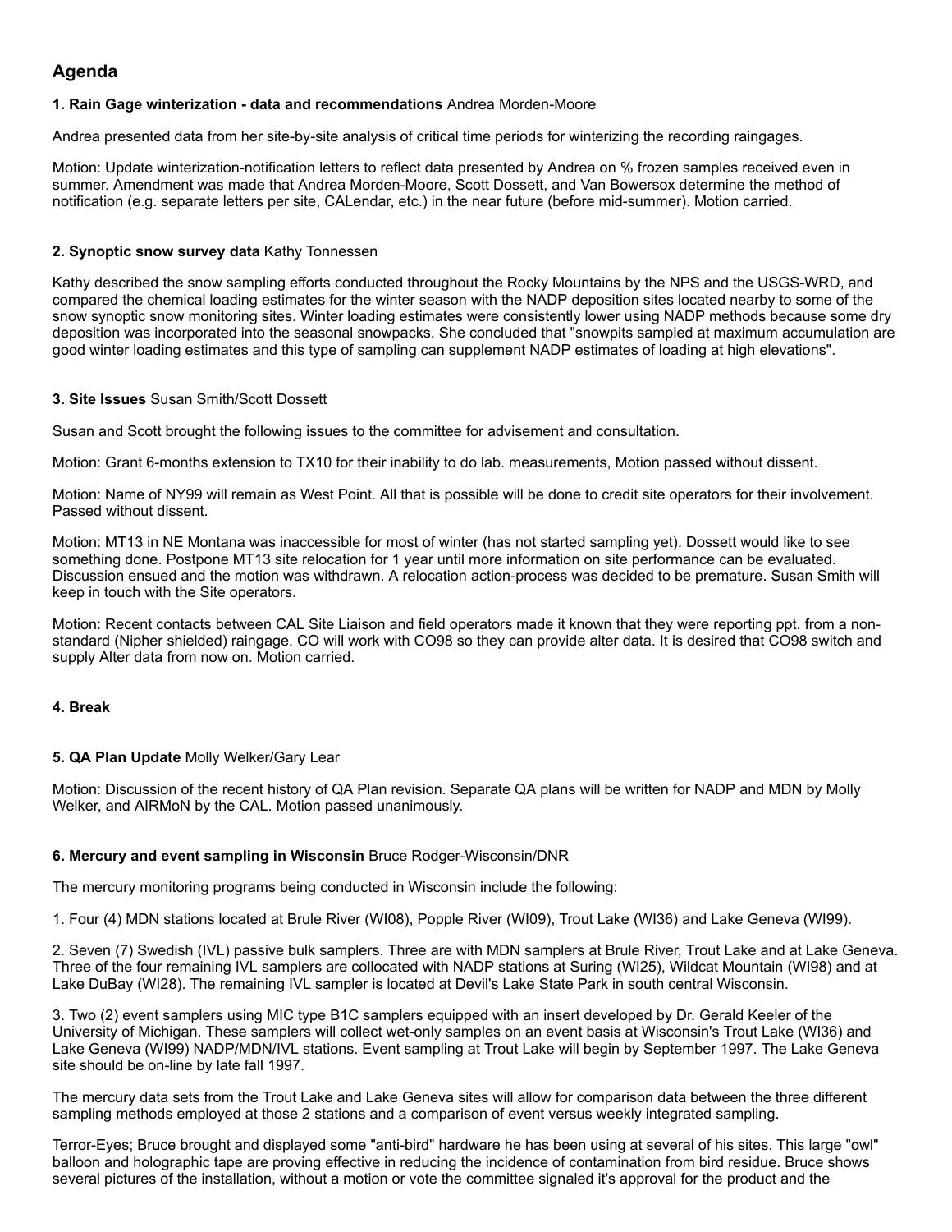## Agenda

**1. Rain Gage winterization - data and recommendations** Andrea Morden-Moore

Andrea presented data from her site-by-site analysis of critical time periods for winterizing the recording raingages.

Motion: Update winterization-notification letters to reflect data presented by Andrea on % frozen samples received even in summer. Amendment was made that Andrea Morden-Moore, Scott Dossett, and Van Bowersox determine the method of notification (e.g. separate letters per site, CALendar, etc.) in the near future (before mid-summer). Motion carried.

**2. Synoptic snow survey data** Kathy Tonnessen

Kathy described the snow sampling efforts conducted throughout the Rocky Mountains by the NPS and the USGS-WRD, and compared the chemical loading estimates for the winter season with the NADP deposition sites located nearby to some of the snow synoptic snow monitoring sites. Winter loading estimates were consistently lower using NADP methods because some dry deposition was incorporated into the seasonal snowpacks. She concluded that "snowpits sampled at maximum accumulation are good winter loading estimates and this type of sampling can supplement NADP estimates of loading at high elevations".

**3. Site Issues** Susan Smith/Scott Dossett

Susan and Scott brought the following issues to the committee for advisement and consultation.

Motion: Grant 6-months extension to TX10 for their inability to do lab. measurements, Motion passed without dissent.

Motion: Name of NY99 will remain as West Point. All that is possible will be done to credit site operators for their involvement. Passed without dissent.

Motion: MT13 in NE Montana was inaccessible for most of winter (has not started sampling yet). Dossett would like to see something done. Postpone MT13 site relocation for 1 year until more information on site performance can be evaluated. Discussion ensued and the motion was withdrawn. A relocation action-process was decided to be premature. Susan Smith will keep in touch with the Site operators.

Motion: Recent contacts between CAL Site Liaison and field operators made it known that they were reporting ppt. from a non-standard (Nipher shielded) raingage. CO will work with CO98 so they can provide alter data. It is desired that CO98 switch and supply Alter data from now on. Motion carried.

**4. Break**

**5. QA Plan Update** Molly Welker/Gary Lear

Motion: Discussion of the recent history of QA Plan revision. Separate QA plans will be written for NADP and MDN by Molly Welker, and AIRMoN by the CAL. Motion passed unanimously.

**6. Mercury and event sampling in Wisconsin** Bruce Rodger-Wisconsin/DNR

The mercury monitoring programs being conducted in Wisconsin include the following:

1. Four (4) MDN stations located at Brule River (WI08), Popple River (WI09), Trout Lake (WI36) and Lake Geneva (WI99).

2. Seven (7) Swedish (IVL) passive bulk samplers. Three are with MDN samplers at Brule River, Trout Lake and at Lake Geneva. Three of the four remaining IVL samplers are collocated with NADP stations at Suring (WI25), Wildcat Mountain (WI98) and at Lake DuBay (WI28). The remaining IVL sampler is located at Devil's Lake State Park in south central Wisconsin.

3. Two (2) event samplers using MIC type B1C samplers equipped with an insert developed by Dr. Gerald Keeler of the University of Michigan. These samplers will collect wet-only samples on an event basis at Wisconsin's Trout Lake (WI36) and Lake Geneva (WI99) NADP/MDN/IVL stations. Event sampling at Trout Lake will begin by September 1997. The Lake Geneva site should be on-line by late fall 1997.

The mercury data sets from the Trout Lake and Lake Geneva sites will allow for comparison data between the three different sampling methods employed at those 2 stations and a comparison of event versus weekly integrated sampling.

Terror-Eyes; Bruce brought and displayed some "anti-bird" hardware he has been using at several of his sites. This large "owl" balloon and holographic tape are proving effective in reducing the incidence of contamination from bird residue. Bruce shows several pictures of the installation, without a motion or vote the committee signaled it's approval for the product and the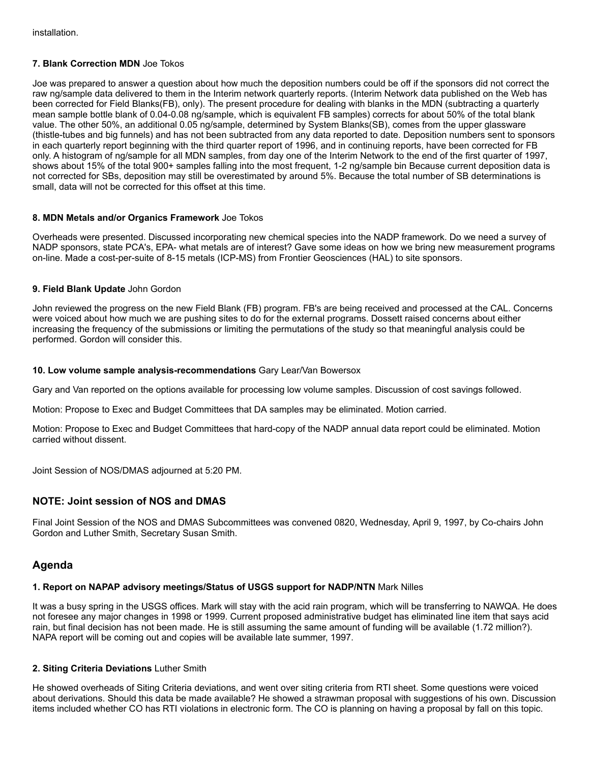installation.

**7. Blank Correction MDN** Joe Tokos

Joe was prepared to answer a question about how much the deposition numbers could be off if the sponsors did not correct the raw ng/sample data delivered to them in the Interim network quarterly reports. (Interim Network data published on the Web has been corrected for Field Blanks(FB), only). The present procedure for dealing with blanks in the MDN (subtracting a quarterly mean sample bottle blank of 0.04-0.08 ng/sample, which is equivalent FB samples) corrects for about 50% of the total blank value. The other 50%, an additional 0.05 ng/sample, determined by System Blanks(SB), comes from the upper glassware (thistle-tubes and big funnels) and has not been subtracted from any data reported to date. Deposition numbers sent to sponsors in each quarterly report beginning with the third quarter report of 1996, and in continuing reports, have been corrected for FB only. A histogram of ng/sample for all MDN samples, from day one of the Interim Network to the end of the first quarter of 1997, shows about 15% of the total 900+ samples falling into the most frequent, 1-2 ng/sample bin Because current deposition data is not corrected for SBs, deposition may still be overestimated by around 5%. Because the total number of SB determinations is small, data will not be corrected for this offset at this time.

**8. MDN Metals and/or Organics Framework** Joe Tokos

Overheads were presented. Discussed incorporating new chemical species into the NADP framework. Do we need a survey of NADP sponsors, state PCA's, EPA- what metals are of interest? Gave some ideas on how we bring new measurement programs on-line. Made a cost-per-suite of 8-15 metals (ICP-MS) from Frontier Geosciences (HAL) to site sponsors.

**9. Field Blank Update** John Gordon

John reviewed the progress on the new Field Blank (FB) program. FB's are being received and processed at the CAL. Concerns were voiced about how much we are pushing sites to do for the external programs. Dossett raised concerns about either increasing the frequency of the submissions or limiting the permutations of the study so that meaningful analysis could be performed. Gordon will consider this.

**10. Low volume sample analysis-recommendations** Gary Lear/Van Bowersox

Gary and Van reported on the options available for processing low volume samples. Discussion of cost savings followed.

Motion: Propose to Exec and Budget Committees that DA samples may be eliminated. Motion carried.

Motion: Propose to Exec and Budget Committees that hard-copy of the NADP annual data report could be eliminated. Motion carried without dissent.

Joint Session of NOS/DMAS adjourned at 5:20 PM.

## NOTE: Joint session of NOS and DMAS

Final Joint Session of the NOS and DMAS Subcommittees was convened 0820, Wednesday, April 9, 1997, by Co-chairs John Gordon and Luther Smith, Secretary Susan Smith.

## Agenda

**1. Report on NAPAP advisory meetings/Status of USGS support for NADP/NTN** Mark Nilles

It was a busy spring in the USGS offices. Mark will stay with the acid rain program, which will be transferring to NAWQA. He does not foresee any major changes in 1998 or 1999. Current proposed administrative budget has eliminated line item that says acid rain, but final decision has not been made. He is still assuming the same amount of funding will be available (1.72 million?). NAPA report will be coming out and copies will be available late summer, 1997.

**2. Siting Criteria Deviations** Luther Smith

He showed overheads of Siting Criteria deviations, and went over siting criteria from RTI sheet. Some questions were voiced about derivations. Should this data be made available? He showed a strawman proposal with suggestions of his own. Discussion items included whether CO has RTI violations in electronic form. The CO is planning on having a proposal by fall on this topic.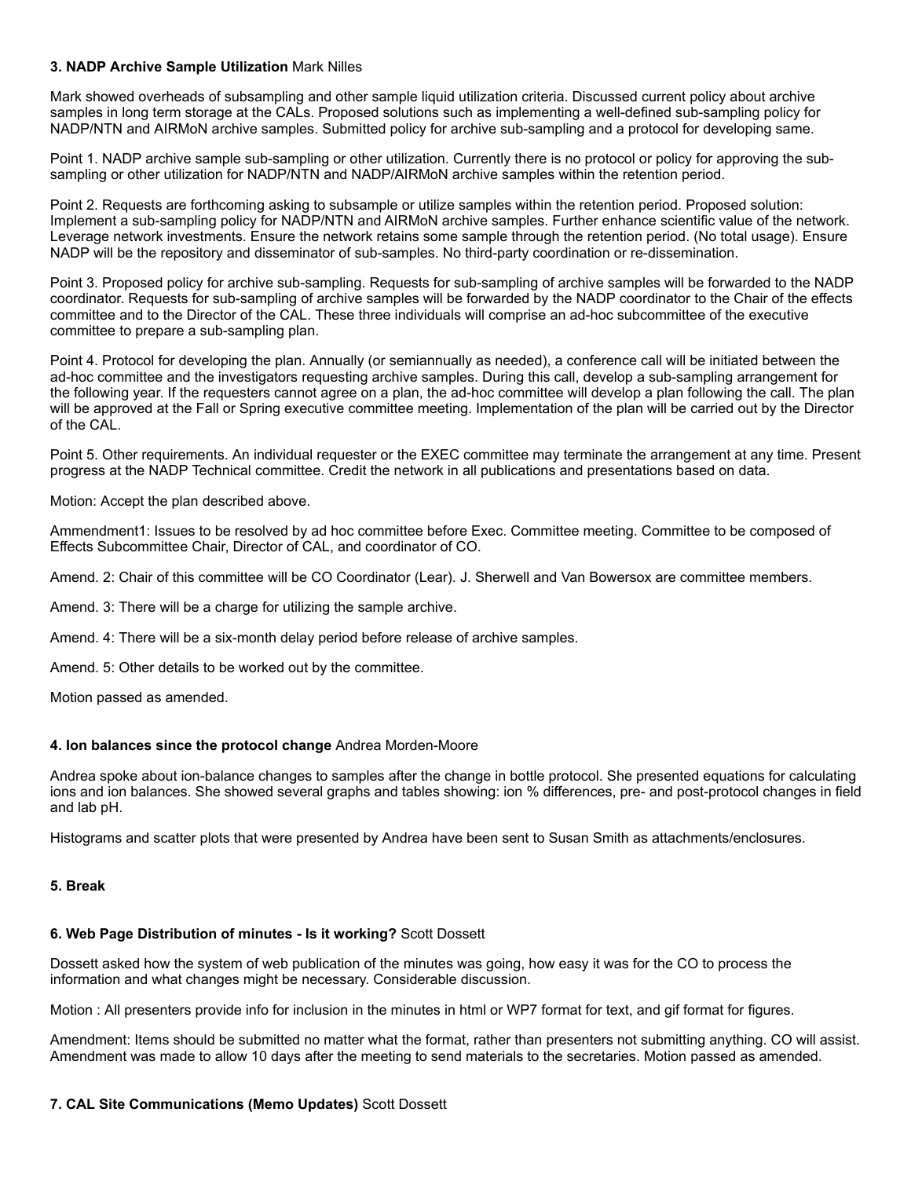**3. NADP Archive Sample Utilization** Mark Nilles

Mark showed overheads of subsampling and other sample liquid utilization criteria. Discussed current policy about archive samples in long term storage at the CALs. Proposed solutions such as implementing a well-defined sub-sampling policy for NADP/NTN and AIRMoN archive samples. Submitted policy for archive sub-sampling and a protocol for developing same.

Point 1. NADP archive sample sub-sampling or other utilization. Currently there is no protocol or policy for approving the sub-sampling or other utilization for NADP/NTN and NADP/AIRMoN archive samples within the retention period.

Point 2. Requests are forthcoming asking to subsample or utilize samples within the retention period. Proposed solution: Implement a sub-sampling policy for NADP/NTN and AIRMoN archive samples. Further enhance scientific value of the network. Leverage network investments. Ensure the network retains some sample through the retention period. (No total usage). Ensure NADP will be the repository and disseminator of sub-samples. No third-party coordination or re-dissemination.

Point 3. Proposed policy for archive sub-sampling. Requests for sub-sampling of archive samples will be forwarded to the NADP coordinator. Requests for sub-sampling of archive samples will be forwarded by the NADP coordinator to the Chair of the effects committee and to the Director of the CAL. These three individuals will comprise an ad-hoc subcommittee of the executive committee to prepare a sub-sampling plan.

Point 4. Protocol for developing the plan. Annually (or semiannually as needed), a conference call will be initiated between the ad-hoc committee and the investigators requesting archive samples. During this call, develop a sub-sampling arrangement for the following year. If the requesters cannot agree on a plan, the ad-hoc committee will develop a plan following the call. The plan will be approved at the Fall or Spring executive committee meeting. Implementation of the plan will be carried out by the Director of the CAL.

Point 5. Other requirements. An individual requester or the EXEC committee may terminate the arrangement at any time. Present progress at the NADP Technical committee. Credit the network in all publications and presentations based on data.

Motion: Accept the plan described above.

Ammendment1: Issues to be resolved by ad hoc committee before Exec. Committee meeting. Committee to be composed of Effects Subcommittee Chair, Director of CAL, and coordinator of CO.

Amend. 2: Chair of this committee will be CO Coordinator (Lear). J. Sherwell and Van Bowersox are committee members.

Amend. 3: There will be a charge for utilizing the sample archive.

Amend. 4: There will be a six-month delay period before release of archive samples.

Amend. 5: Other details to be worked out by the committee.

Motion passed as amended.

**4. Ion balances since the protocol change** Andrea Morden-Moore

Andrea spoke about ion-balance changes to samples after the change in bottle protocol. She presented equations for calculating ions and ion balances. She showed several graphs and tables showing: ion % differences, pre- and post-protocol changes in field and lab pH.

Histograms and scatter plots that were presented by Andrea have been sent to Susan Smith as attachments/enclosures.

**5. Break**

**6. Web Page Distribution of minutes - Is it working?** Scott Dossett

Dossett asked how the system of web publication of the minutes was going, how easy it was for the CO to process the information and what changes might be necessary. Considerable discussion.

Motion : All presenters provide info for inclusion in the minutes in html or WP7 format for text, and gif format for figures.

Amendment: Items should be submitted no matter what the format, rather than presenters not submitting anything. CO will assist. Amendment was made to allow 10 days after the meeting to send materials to the secretaries. Motion passed as amended.

**7. CAL Site Communications (Memo Updates)** Scott Dossett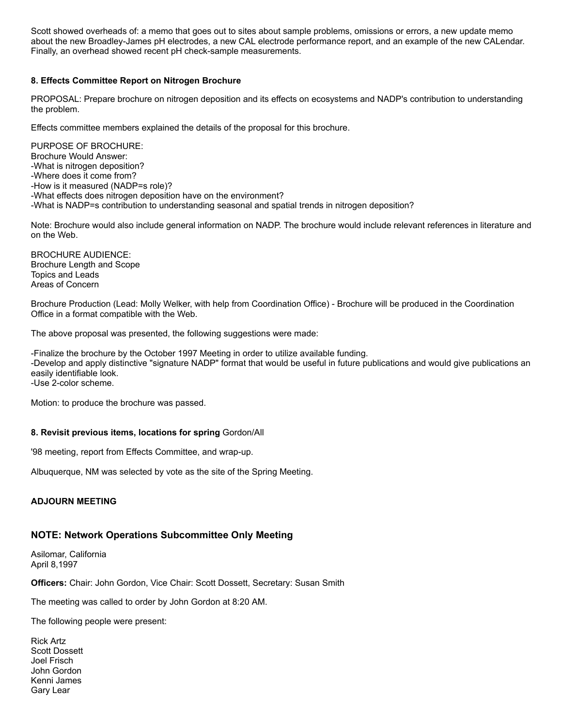Scott showed overheads of: a memo that goes out to sites about sample problems, omissions or errors, a new update memo about the new Broadley-James pH electrodes, a new CAL electrode performance report, and an example of the new CALendar. Finally, an overhead showed recent pH check-sample measurements.

**8. Effects Committee Report on Nitrogen Brochure**

PROPOSAL: Prepare brochure on nitrogen deposition and its effects on ecosystems and NADP's contribution to understanding the problem.

Effects committee members explained the details of the proposal for this brochure.

PURPOSE OF BROCHURE:
Brochure Would Answer:
-What is nitrogen deposition?
-Where does it come from?
-How is it measured (NADP=s role)?
-What effects does nitrogen deposition have on the environment?
-What is NADP=s contribution to understanding seasonal and spatial trends in nitrogen deposition?

Note: Brochure would also include general information on NADP. The brochure would include relevant references in literature and on the Web.

BROCHURE AUDIENCE:
Brochure Length and Scope
Topics and Leads
Areas of Concern

Brochure Production (Lead: Molly Welker, with help from Coordination Office) - Brochure will be produced in the Coordination Office in a format compatible with the Web.

The above proposal was presented, the following suggestions were made:

-Finalize the brochure by the October 1997 Meeting in order to utilize available funding.
-Develop and apply distinctive "signature NADP" format that would be useful in future publications and would give publications an easily identifiable look.
-Use 2-color scheme.

Motion: to produce the brochure was passed.

**8. Revisit previous items, locations for spring** Gordon/All

'98 meeting, report from Effects Committee, and wrap-up.

Albuquerque, NM was selected by vote as the site of the Spring Meeting.

**ADJOURN MEETING**

## NOTE: Network Operations Subcommittee Only Meeting

Asilomar, California
April 8,1997

**Officers:** Chair: John Gordon, Vice Chair: Scott Dossett, Secretary: Susan Smith

The meeting was called to order by John Gordon at 8:20 AM.

The following people were present:

Rick Artz
Scott Dossett
Joel Frisch
John Gordon
Kenni James
Gary Lear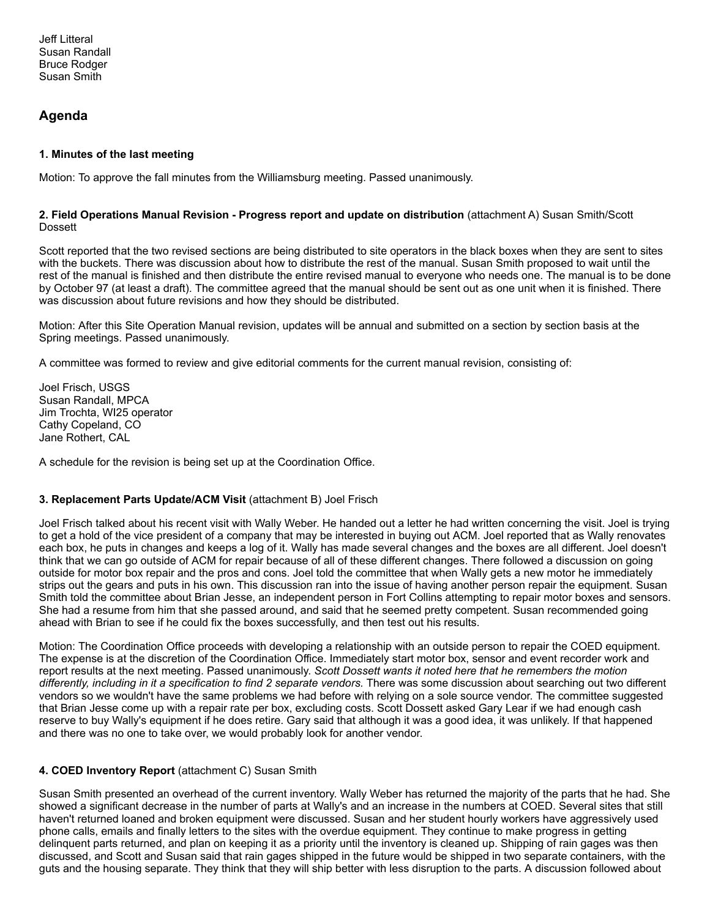Jeff Litteral
Susan Randall
Bruce Rodger
Susan Smith

## Agenda

**1. Minutes of the last meeting**

Motion: To approve the fall minutes from the Williamsburg meeting. Passed unanimously.

**2. Field Operations Manual Revision - Progress report and update on distribution** (attachment A) Susan Smith/Scott Dossett

Scott reported that the two revised sections are being distributed to site operators in the black boxes when they are sent to sites with the buckets. There was discussion about how to distribute the rest of the manual. Susan Smith proposed to wait until the rest of the manual is finished and then distribute the entire revised manual to everyone who needs one. The manual is to be done by October 97 (at least a draft). The committee agreed that the manual should be sent out as one unit when it is finished. There was discussion about future revisions and how they should be distributed.

Motion: After this Site Operation Manual revision, updates will be annual and submitted on a section by section basis at the Spring meetings. Passed unanimously.

A committee was formed to review and give editorial comments for the current manual revision, consisting of:

Joel Frisch, USGS
Susan Randall, MPCA
Jim Trochta, WI25 operator
Cathy Copeland, CO
Jane Rothert, CAL

A schedule for the revision is being set up at the Coordination Office.

**3. Replacement Parts Update/ACM Visit** (attachment B) Joel Frisch

Joel Frisch talked about his recent visit with Wally Weber. He handed out a letter he had written concerning the visit. Joel is trying to get a hold of the vice president of a company that may be interested in buying out ACM. Joel reported that as Wally renovates each box, he puts in changes and keeps a log of it. Wally has made several changes and the boxes are all different. Joel doesn't think that we can go outside of ACM for repair because of all of these different changes. There followed a discussion on going outside for motor box repair and the pros and cons. Joel told the committee that when Wally gets a new motor he immediately strips out the gears and puts in his own. This discussion ran into the issue of having another person repair the equipment. Susan Smith told the committee about Brian Jesse, an independent person in Fort Collins attempting to repair motor boxes and sensors. She had a resume from him that she passed around, and said that he seemed pretty competent. Susan recommended going ahead with Brian to see if he could fix the boxes successfully, and then test out his results.

Motion: The Coordination Office proceeds with developing a relationship with an outside person to repair the COED equipment. The expense is at the discretion of the Coordination Office. Immediately start motor box, sensor and event recorder work and report results at the next meeting. Passed unanimously. *Scott Dossett wants it noted here that he remembers the motion differently, including in it a specification to find 2 separate vendors.* There was some discussion about searching out two different vendors so we wouldn't have the same problems we had before with relying on a sole source vendor. The committee suggested that Brian Jesse come up with a repair rate per box, excluding costs. Scott Dossett asked Gary Lear if we had enough cash reserve to buy Wally's equipment if he does retire. Gary said that although it was a good idea, it was unlikely. If that happened and there was no one to take over, we would probably look for another vendor.

**4. COED Inventory Report** (attachment C) Susan Smith

Susan Smith presented an overhead of the current inventory. Wally Weber has returned the majority of the parts that he had. She showed a significant decrease in the number of parts at Wally's and an increase in the numbers at COED. Several sites that still haven't returned loaned and broken equipment were discussed. Susan and her student hourly workers have aggressively used phone calls, emails and finally letters to the sites with the overdue equipment. They continue to make progress in getting delinquent parts returned, and plan on keeping it as a priority until the inventory is cleaned up. Shipping of rain gages was then discussed, and Scott and Susan said that rain gages shipped in the future would be shipped in two separate containers, with the guts and the housing separate. They think that they will ship better with less disruption to the parts. A discussion followed about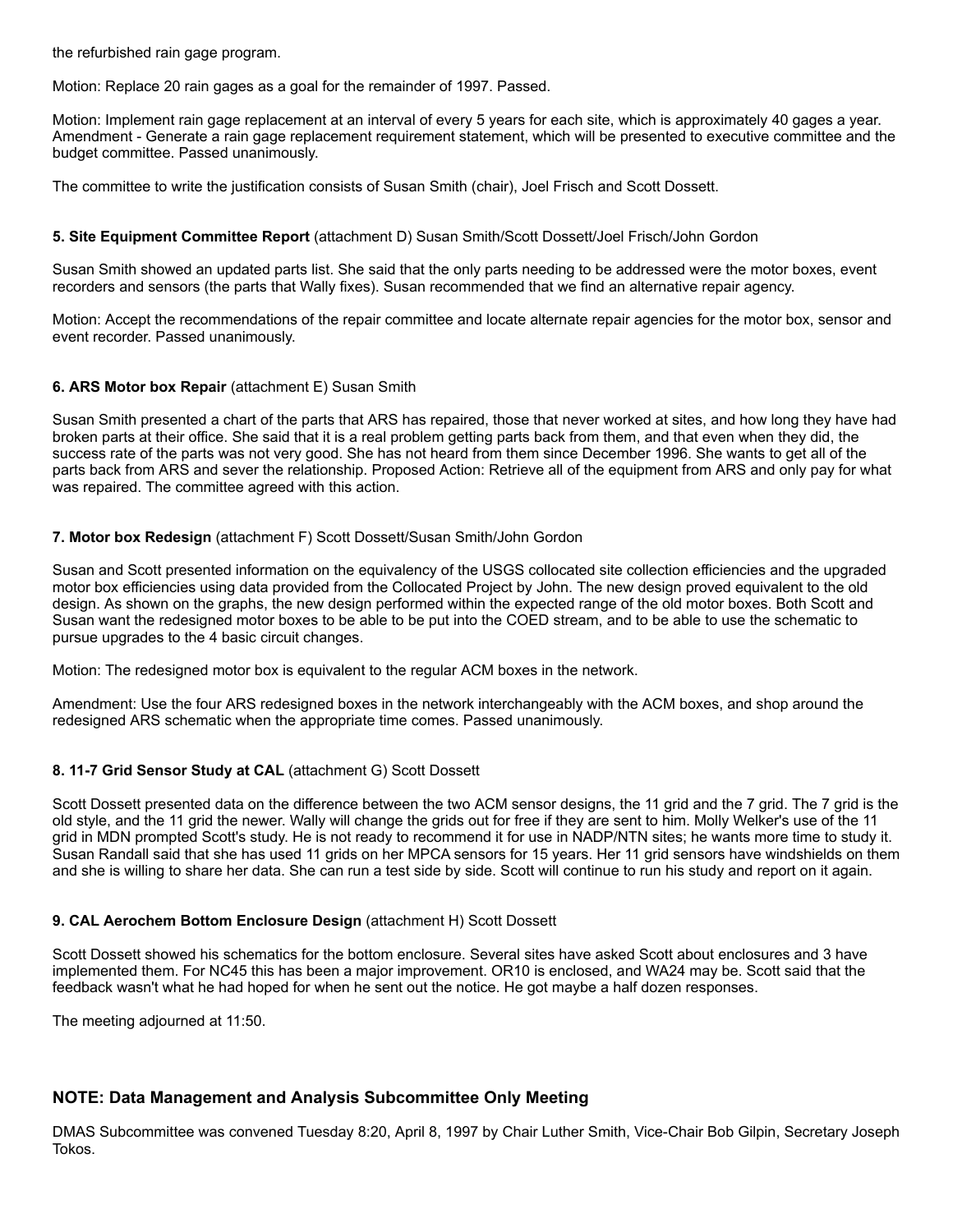the refurbished rain gage program.

Motion: Replace 20 rain gages as a goal for the remainder of 1997. Passed.

Motion: Implement rain gage replacement at an interval of every 5 years for each site, which is approximately 40 gages a year. Amendment - Generate a rain gage replacement requirement statement, which will be presented to executive committee and the budget committee. Passed unanimously.

The committee to write the justification consists of Susan Smith (chair), Joel Frisch and Scott Dossett.

**5. Site Equipment Committee Report** (attachment D) Susan Smith/Scott Dossett/Joel Frisch/John Gordon

Susan Smith showed an updated parts list. She said that the only parts needing to be addressed were the motor boxes, event recorders and sensors (the parts that Wally fixes). Susan recommended that we find an alternative repair agency.

Motion: Accept the recommendations of the repair committee and locate alternate repair agencies for the motor box, sensor and event recorder. Passed unanimously.

**6. ARS Motor box Repair** (attachment E) Susan Smith

Susan Smith presented a chart of the parts that ARS has repaired, those that never worked at sites, and how long they have had broken parts at their office. She said that it is a real problem getting parts back from them, and that even when they did, the success rate of the parts was not very good. She has not heard from them since December 1996. She wants to get all of the parts back from ARS and sever the relationship. Proposed Action: Retrieve all of the equipment from ARS and only pay for what was repaired. The committee agreed with this action.

**7. Motor box Redesign** (attachment F) Scott Dossett/Susan Smith/John Gordon

Susan and Scott presented information on the equivalency of the USGS collocated site collection efficiencies and the upgraded motor box efficiencies using data provided from the Collocated Project by John. The new design proved equivalent to the old design. As shown on the graphs, the new design performed within the expected range of the old motor boxes. Both Scott and Susan want the redesigned motor boxes to be able to be put into the COED stream, and to be able to use the schematic to pursue upgrades to the 4 basic circuit changes.

Motion: The redesigned motor box is equivalent to the regular ACM boxes in the network.

Amendment: Use the four ARS redesigned boxes in the network interchangeably with the ACM boxes, and shop around the redesigned ARS schematic when the appropriate time comes. Passed unanimously.

**8. 11-7 Grid Sensor Study at CAL** (attachment G) Scott Dossett

Scott Dossett presented data on the difference between the two ACM sensor designs, the 11 grid and the 7 grid. The 7 grid is the old style, and the 11 grid the newer. Wally will change the grids out for free if they are sent to him. Molly Welker's use of the 11 grid in MDN prompted Scott's study. He is not ready to recommend it for use in NADP/NTN sites; he wants more time to study it. Susan Randall said that she has used 11 grids on her MPCA sensors for 15 years. Her 11 grid sensors have windshields on them and she is willing to share her data. She can run a test side by side. Scott will continue to run his study and report on it again.

**9. CAL Aerochem Bottom Enclosure Design** (attachment H) Scott Dossett

Scott Dossett showed his schematics for the bottom enclosure. Several sites have asked Scott about enclosures and 3 have implemented them. For NC45 this has been a major improvement. OR10 is enclosed, and WA24 may be. Scott said that the feedback wasn't what he had hoped for when he sent out the notice. He got maybe a half dozen responses.

The meeting adjourned at 11:50.

## NOTE: Data Management and Analysis Subcommittee Only Meeting

DMAS Subcommittee was convened Tuesday 8:20, April 8, 1997 by Chair Luther Smith, Vice-Chair Bob Gilpin, Secretary Joseph Tokos.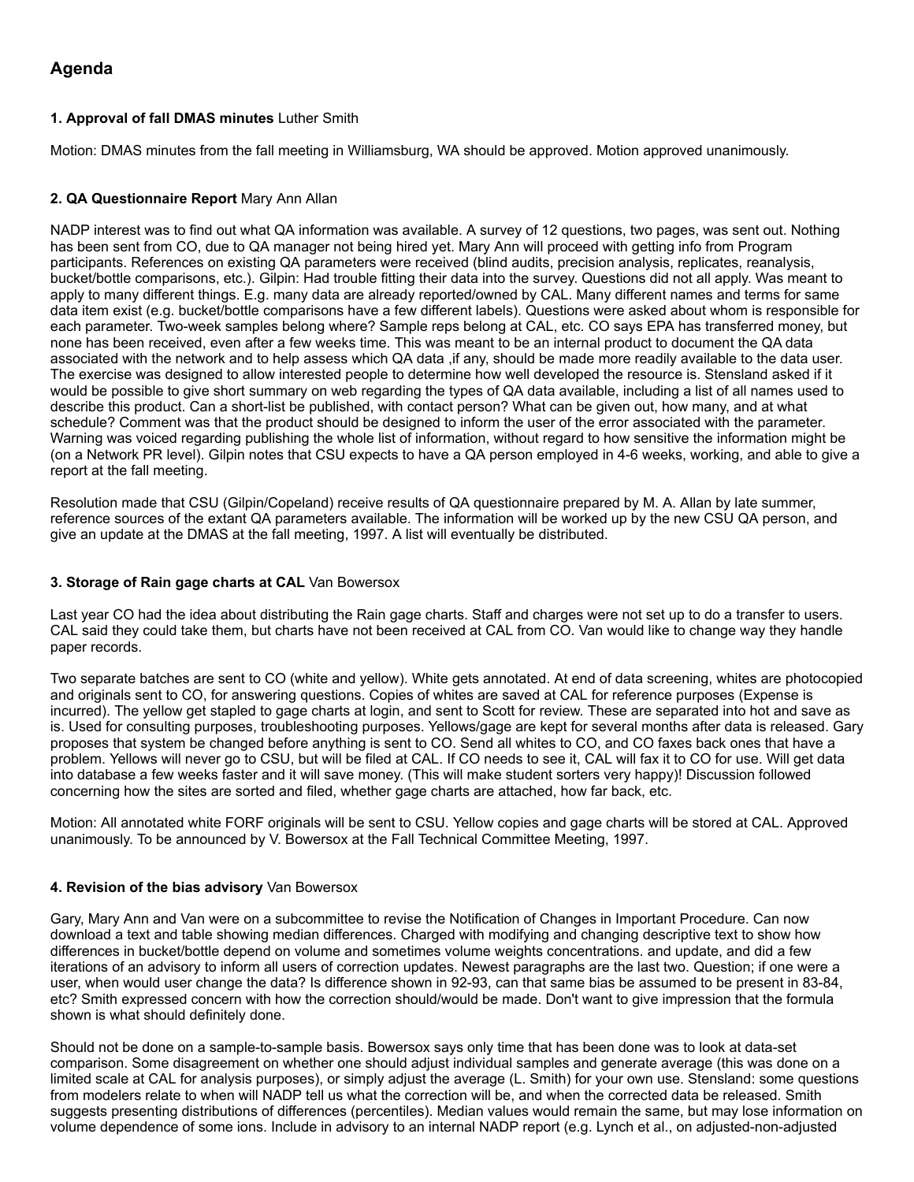## Agenda

### 1. Approval of fall DMAS minutes Luther Smith

Motion: DMAS minutes from the fall meeting in Williamsburg, WA should be approved. Motion approved unanimously.

### 2. QA Questionnaire Report Mary Ann Allan

NADP interest was to find out what QA information was available. A survey of 12 questions, two pages, was sent out. Nothing has been sent from CO, due to QA manager not being hired yet. Mary Ann will proceed with getting info from Program participants. References on existing QA parameters were received (blind audits, precision analysis, replicates, reanalysis, bucket/bottle comparisons, etc.). Gilpin: Had trouble fitting their data into the survey. Questions did not all apply. Was meant to apply to many different things. E.g. many data are already reported/owned by CAL. Many different names and terms for same data item exist (e.g. bucket/bottle comparisons have a few different labels). Questions were asked about whom is responsible for each parameter. Two-week samples belong where? Sample reps belong at CAL, etc. CO says EPA has transferred money, but none has been received, even after a few weeks time. This was meant to be an internal product to document the QA data associated with the network and to help assess which QA data ,if any, should be made more readily available to the data user. The exercise was designed to allow interested people to determine how well developed the resource is. Stensland asked if it would be possible to give short summary on web regarding the types of QA data available, including a list of all names used to describe this product. Can a short-list be published, with contact person? What can be given out, how many, and at what schedule? Comment was that the product should be designed to inform the user of the error associated with the parameter. Warning was voiced regarding publishing the whole list of information, without regard to how sensitive the information might be (on a Network PR level). Gilpin notes that CSU expects to have a QA person employed in 4-6 weeks, working, and able to give a report at the fall meeting.

Resolution made that CSU (Gilpin/Copeland) receive results of QA questionnaire prepared by M. A. Allan by late summer, reference sources of the extant QA parameters available. The information will be worked up by the new CSU QA person, and give an update at the DMAS at the fall meeting, 1997. A list will eventually be distributed.

### 3. Storage of Rain gage charts at CAL Van Bowersox

Last year CO had the idea about distributing the Rain gage charts. Staff and charges were not set up to do a transfer to users. CAL said they could take them, but charts have not been received at CAL from CO. Van would like to change way they handle paper records.

Two separate batches are sent to CO (white and yellow). White gets annotated. At end of data screening, whites are photocopied and originals sent to CO, for answering questions. Copies of whites are saved at CAL for reference purposes (Expense is incurred). The yellow get stapled to gage charts at login, and sent to Scott for review. These are separated into hot and save as is. Used for consulting purposes, troubleshooting purposes. Yellows/gage are kept for several months after data is released. Gary proposes that system be changed before anything is sent to CO. Send all whites to CO, and CO faxes back ones that have a problem. Yellows will never go to CSU, but will be filed at CAL. If CO needs to see it, CAL will fax it to CO for use. Will get data into database a few weeks faster and it will save money. (This will make student sorters very happy)! Discussion followed concerning how the sites are sorted and filed, whether gage charts are attached, how far back, etc.

Motion: All annotated white FORF originals will be sent to CSU. Yellow copies and gage charts will be stored at CAL. Approved unanimously. To be announced by V. Bowersox at the Fall Technical Committee Meeting, 1997.

### 4. Revision of the bias advisory Van Bowersox

Gary, Mary Ann and Van were on a subcommittee to revise the Notification of Changes in Important Procedure. Can now download a text and table showing median differences. Charged with modifying and changing descriptive text to show how differences in bucket/bottle depend on volume and sometimes volume weights concentrations. and update, and did a few iterations of an advisory to inform all users of correction updates. Newest paragraphs are the last two. Question; if one were a user, when would user change the data? Is difference shown in 92-93, can that same bias be assumed to be present in 83-84, etc? Smith expressed concern with how the correction should/would be made. Don't want to give impression that the formula shown is what should definitely done.

Should not be done on a sample-to-sample basis. Bowersox says only time that has been done was to look at data-set comparison. Some disagreement on whether one should adjust individual samples and generate average (this was done on a limited scale at CAL for analysis purposes), or simply adjust the average (L. Smith) for your own use. Stensland: some questions from modelers relate to when will NADP tell us what the correction will be, and when the corrected data be released. Smith suggests presenting distributions of differences (percentiles). Median values would remain the same, but may lose information on volume dependence of some ions. Include in advisory to an internal NADP report (e.g. Lynch et al., on adjusted-non-adjusted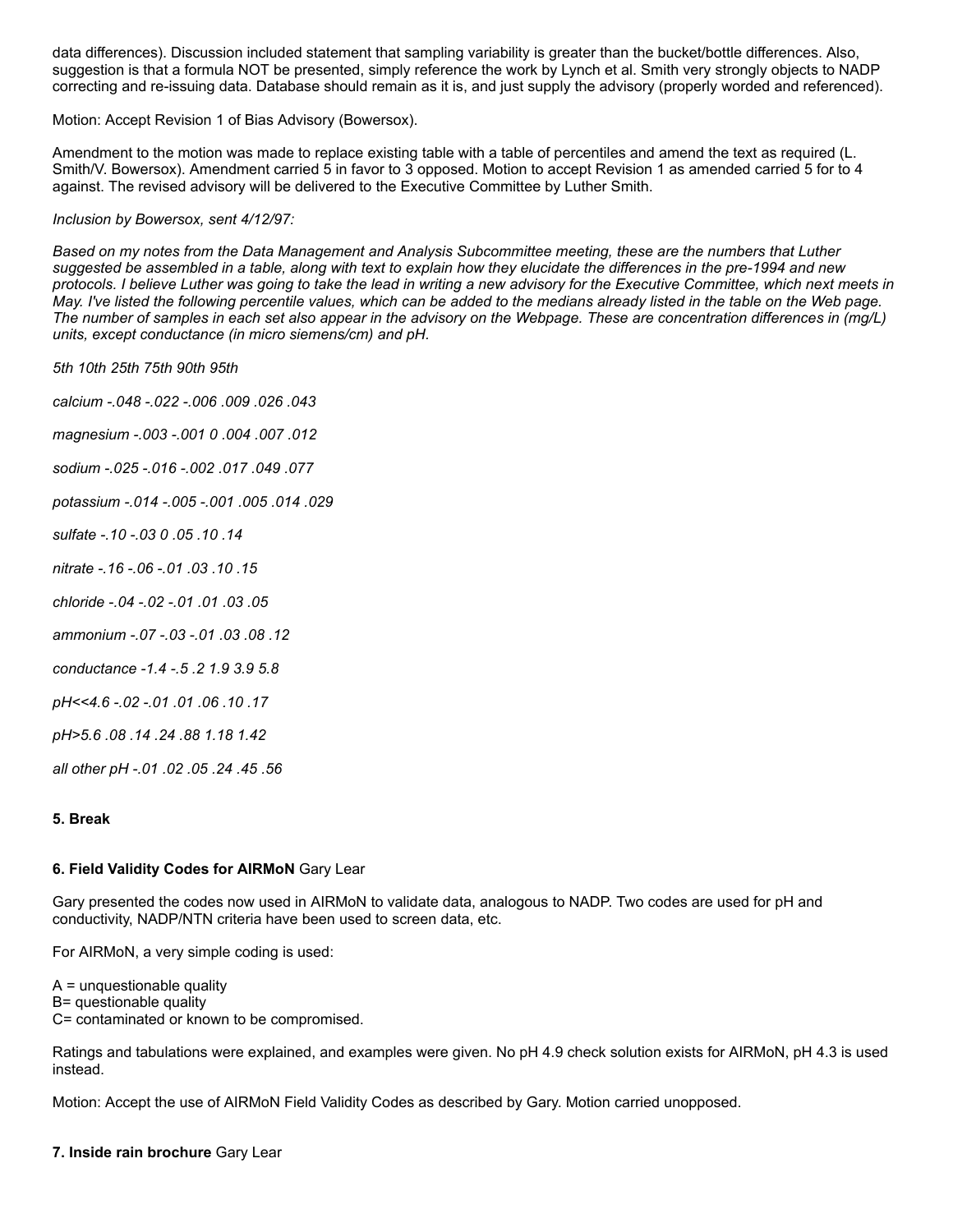data differences). Discussion included statement that sampling variability is greater than the bucket/bottle differences. Also, suggestion is that a formula NOT be presented, simply reference the work by Lynch et al. Smith very strongly objects to NADP correcting and re-issuing data. Database should remain as it is, and just supply the advisory (properly worded and referenced).

Motion: Accept Revision 1 of Bias Advisory (Bowersox).

Amendment to the motion was made to replace existing table with a table of percentiles and amend the text as required (L. Smith/V. Bowersox). Amendment carried 5 in favor to 3 opposed. Motion to accept Revision 1 as amended carried 5 for to 4 against. The revised advisory will be delivered to the Executive Committee by Luther Smith.

*Inclusion by Bowersox, sent 4/12/97:*

*Based on my notes from the Data Management and Analysis Subcommittee meeting, these are the numbers that Luther suggested be assembled in a table, along with text to explain how they elucidate the differences in the pre-1994 and new protocols. I believe Luther was going to take the lead in writing a new advisory for the Executive Committee, which next meets in May. I've listed the following percentile values, which can be added to the medians already listed in the table on the Web page. The number of samples in each set also appear in the advisory on the Webpage. These are concentration differences in (mg/L) units, except conductance (in micro siemens/cm) and pH.*

*5th 10th 25th 75th 90th 95th*

*calcium -.048 -.022 -.006 .009 .026 .043*

*magnesium -.003 -.001 0 .004 .007 .012*

*sodium -.025 -.016 -.002 .017 .049 .077*

*potassium -.014 -.005 -.001 .005 .014 .029*

*sulfate -.10 -.03 0 .05 .10 .14*

*nitrate -.16 -.06 -.01 .03 .10 .15*

*chloride -.04 -.02 -.01 .01 .03 .05*

*ammonium -.07 -.03 -.01 .03 .08 .12*

*conductance -1.4 -.5 .2 1.9 3.9 5.8*

*pH<<4.6 -.02 -.01 .01 .06 .10 .17*

*pH>5.6 .08 .14 .24 .88 1.18 1.42*

*all other pH -.01 .02 .05 .24 .45 .56*

### 5. Break

### 6. Field Validity Codes for AIRMoN Gary Lear

Gary presented the codes now used in AIRMoN to validate data, analogous to NADP. Two codes are used for pH and conductivity, NADP/NTN criteria have been used to screen data, etc.

For AIRMoN, a very simple coding is used:

A = unquestionable quality
B= questionable quality
C= contaminated or known to be compromised.

Ratings and tabulations were explained, and examples were given. No pH 4.9 check solution exists for AIRMoN, pH 4.3 is used instead.

Motion: Accept the use of AIRMoN Field Validity Codes as described by Gary. Motion carried unopposed.

### 7. Inside rain brochure Gary Lear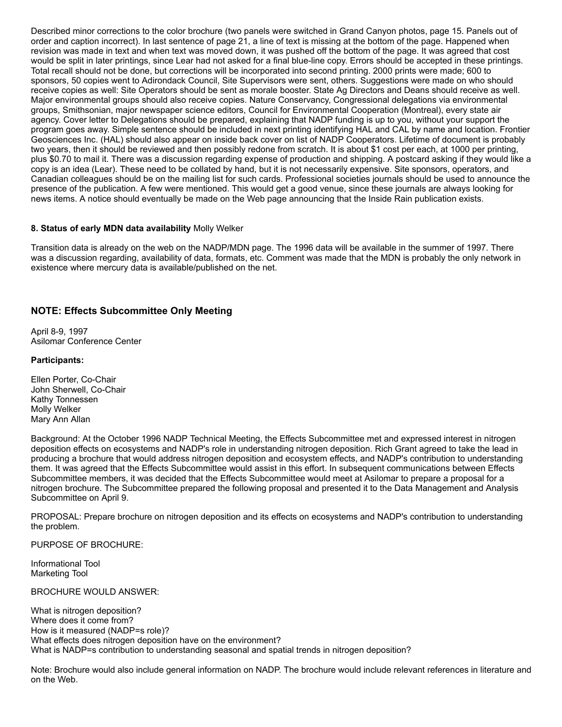Described minor corrections to the color brochure (two panels were switched in Grand Canyon photos, page 15. Panels out of order and caption incorrect). In last sentence of page 21, a line of text is missing at the bottom of the page. Happened when revision was made in text and when text was moved down, it was pushed off the bottom of the page. It was agreed that cost would be split in later printings, since Lear had not asked for a final blue-line copy. Errors should be accepted in these printings. Total recall should not be done, but corrections will be incorporated into second printing. 2000 prints were made; 600 to sponsors, 50 copies went to Adirondack Council, Site Supervisors were sent, others. Suggestions were made on who should receive copies as well: Site Operators should be sent as morale booster. State Ag Directors and Deans should receive as well. Major environmental groups should also receive copies. Nature Conservancy, Congressional delegations via environmental groups, Smithsonian, major newspaper science editors, Council for Environmental Cooperation (Montreal), every state air agency. Cover letter to Delegations should be prepared, explaining that NADP funding is up to you, without your support the program goes away. Simple sentence should be included in next printing identifying HAL and CAL by name and location. Frontier Geosciences Inc. (HAL) should also appear on inside back cover on list of NADP Cooperators. Lifetime of document is probably two years, then it should be reviewed and then possibly redone from scratch. It is about $1 cost per each, at 1000 per printing, plus $0.70 to mail it. There was a discussion regarding expense of production and shipping. A postcard asking if they would like a copy is an idea (Lear). These need to be collated by hand, but it is not necessarily expensive. Site sponsors, operators, and Canadian colleagues should be on the mailing list for such cards. Professional societies journals should be used to announce the presence of the publication. A few were mentioned. This would get a good venue, since these journals are always looking for news items. A notice should eventually be made on the Web page announcing that the Inside Rain publication exists.

**8. Status of early MDN data availability** Molly Welker

Transition data is already on the web on the NADP/MDN page. The 1996 data will be available in the summer of 1997. There was a discussion regarding, availability of data, formats, etc. Comment was made that the MDN is probably the only network in existence where mercury data is available/published on the net.

## NOTE: Effects Subcommittee Only Meeting

April 8-9, 1997
Asilomar Conference Center

**Participants:**

Ellen Porter, Co-Chair
John Sherwell, Co-Chair
Kathy Tonnessen
Molly Welker
Mary Ann Allan

Background: At the October 1996 NADP Technical Meeting, the Effects Subcommittee met and expressed interest in nitrogen deposition effects on ecosystems and NADP's role in understanding nitrogen deposition. Rich Grant agreed to take the lead in producing a brochure that would address nitrogen deposition and ecosystem effects, and NADP's contribution to understanding them. It was agreed that the Effects Subcommittee would assist in this effort. In subsequent communications between Effects Subcommittee members, it was decided that the Effects Subcommittee would meet at Asilomar to prepare a proposal for a nitrogen brochure. The Subcommittee prepared the following proposal and presented it to the Data Management and Analysis Subcommittee on April 9.

PROPOSAL: Prepare brochure on nitrogen deposition and its effects on ecosystems and NADP's contribution to understanding the problem.

PURPOSE OF BROCHURE:

Informational Tool
Marketing Tool

BROCHURE WOULD ANSWER:

What is nitrogen deposition?
Where does it come from?
How is it measured (NADP=s role)?
What effects does nitrogen deposition have on the environment?
What is NADP=s contribution to understanding seasonal and spatial trends in nitrogen deposition?

Note: Brochure would also include general information on NADP. The brochure would include relevant references in literature and on the Web.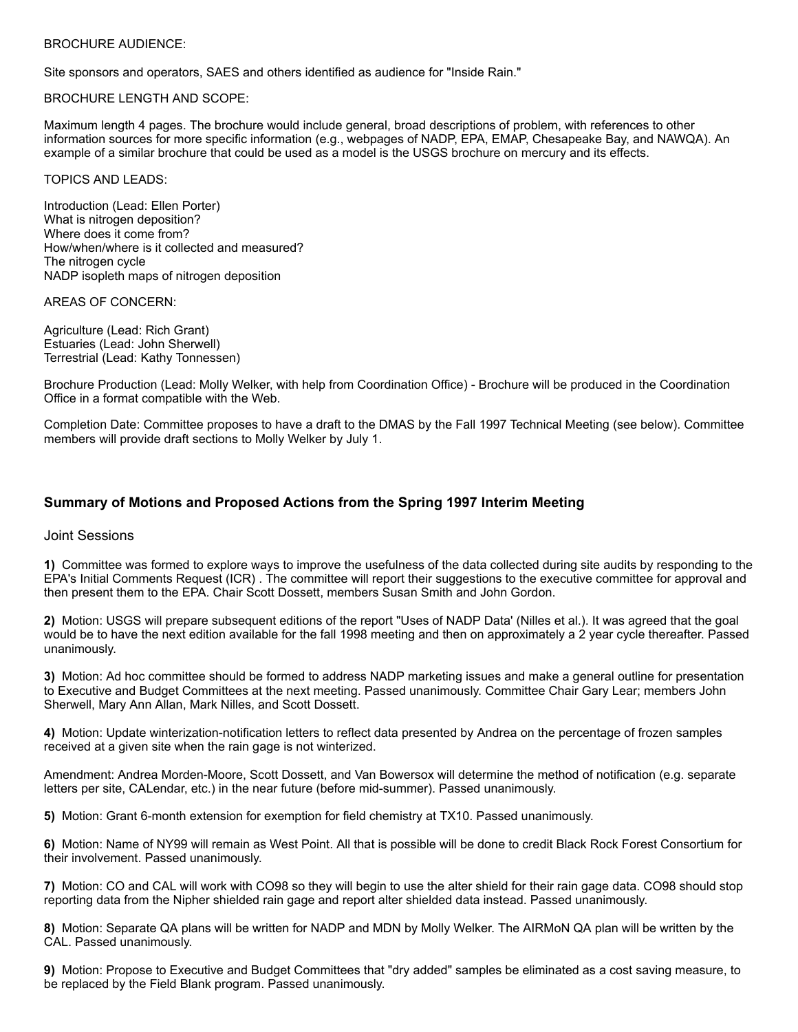BROCHURE AUDIENCE:

Site sponsors and operators, SAES and others identified as audience for "Inside Rain."

BROCHURE LENGTH AND SCOPE:

Maximum length 4 pages. The brochure would include general, broad descriptions of problem, with references to other information sources for more specific information (e.g., webpages of NADP, EPA, EMAP, Chesapeake Bay, and NAWQA). An example of a similar brochure that could be used as a model is the USGS brochure on mercury and its effects.

TOPICS AND LEADS:

Introduction (Lead: Ellen Porter)
What is nitrogen deposition?
Where does it come from?
How/when/where is it collected and measured?
The nitrogen cycle
NADP isopleth maps of nitrogen deposition

AREAS OF CONCERN:

Agriculture (Lead: Rich Grant)
Estuaries (Lead: John Sherwell)
Terrestrial (Lead: Kathy Tonnessen)

Brochure Production (Lead: Molly Welker, with help from Coordination Office) - Brochure will be produced in the Coordination Office in a format compatible with the Web.

Completion Date: Committee proposes to have a draft to the DMAS by the Fall 1997 Technical Meeting (see below). Committee members will provide draft sections to Molly Welker by July 1.

## Summary of Motions and Proposed Actions from the Spring 1997 Interim Meeting

Joint Sessions

**1)** Committee was formed to explore ways to improve the usefulness of the data collected during site audits by responding to the EPA's Initial Comments Request (ICR) . The committee will report their suggestions to the executive committee for approval and then present them to the EPA. Chair Scott Dossett, members Susan Smith and John Gordon.

**2)** Motion: USGS will prepare subsequent editions of the report "Uses of NADP Data' (Nilles et al.). It was agreed that the goal would be to have the next edition available for the fall 1998 meeting and then on approximately a 2 year cycle thereafter. Passed unanimously.

**3)** Motion: Ad hoc committee should be formed to address NADP marketing issues and make a general outline for presentation to Executive and Budget Committees at the next meeting. Passed unanimously. Committee Chair Gary Lear; members John Sherwell, Mary Ann Allan, Mark Nilles, and Scott Dossett.

**4)** Motion: Update winterization-notification letters to reflect data presented by Andrea on the percentage of frozen samples received at a given site when the rain gage is not winterized.

Amendment: Andrea Morden-Moore, Scott Dossett, and Van Bowersox will determine the method of notification (e.g. separate letters per site, CALendar, etc.) in the near future (before mid-summer). Passed unanimously.

**5)** Motion: Grant 6-month extension for exemption for field chemistry at TX10. Passed unanimously.

**6)** Motion: Name of NY99 will remain as West Point. All that is possible will be done to credit Black Rock Forest Consortium for their involvement. Passed unanimously.

**7)** Motion: CO and CAL will work with CO98 so they will begin to use the alter shield for their rain gage data. CO98 should stop reporting data from the Nipher shielded rain gage and report alter shielded data instead. Passed unanimously.

**8)** Motion: Separate QA plans will be written for NADP and MDN by Molly Welker. The AIRMoN QA plan will be written by the CAL. Passed unanimously.

**9)** Motion: Propose to Executive and Budget Committees that "dry added" samples be eliminated as a cost saving measure, to be replaced by the Field Blank program. Passed unanimously.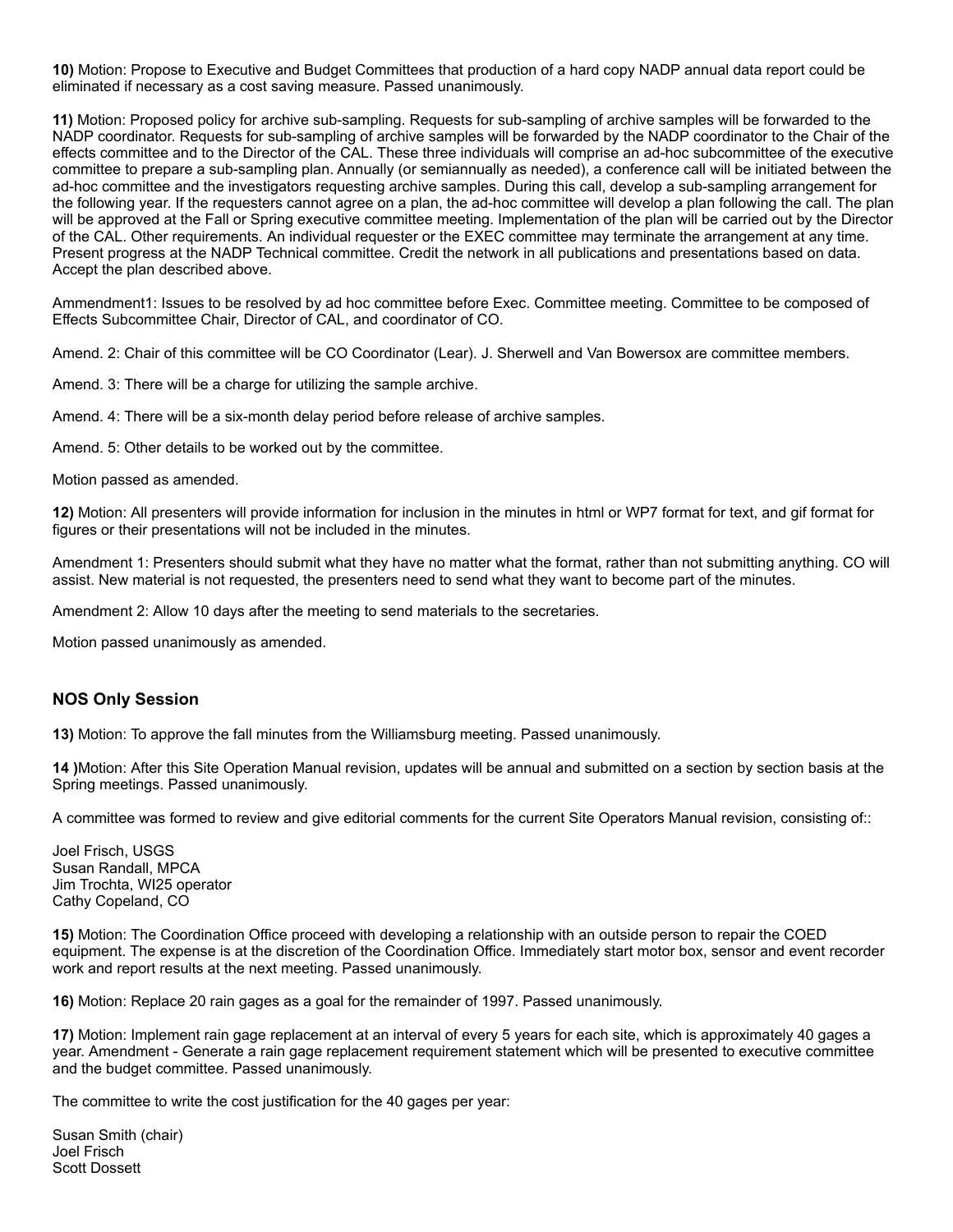**10)** Motion: Propose to Executive and Budget Committees that production of a hard copy NADP annual data report could be eliminated if necessary as a cost saving measure. Passed unanimously.

**11)** Motion: Proposed policy for archive sub-sampling. Requests for sub-sampling of archive samples will be forwarded to the NADP coordinator. Requests for sub-sampling of archive samples will be forwarded by the NADP coordinator to the Chair of the effects committee and to the Director of the CAL. These three individuals will comprise an ad-hoc subcommittee of the executive committee to prepare a sub-sampling plan. Annually (or semiannually as needed), a conference call will be initiated between the ad-hoc committee and the investigators requesting archive samples. During this call, develop a sub-sampling arrangement for the following year. If the requesters cannot agree on a plan, the ad-hoc committee will develop a plan following the call. The plan will be approved at the Fall or Spring executive committee meeting. Implementation of the plan will be carried out by the Director of the CAL. Other requirements. An individual requester or the EXEC committee may terminate the arrangement at any time. Present progress at the NADP Technical committee. Credit the network in all publications and presentations based on data. Accept the plan described above.

Ammendment1: Issues to be resolved by ad hoc committee before Exec. Committee meeting. Committee to be composed of Effects Subcommittee Chair, Director of CAL, and coordinator of CO.

Amend. 2: Chair of this committee will be CO Coordinator (Lear). J. Sherwell and Van Bowersox are committee members.

Amend. 3: There will be a charge for utilizing the sample archive.

Amend. 4: There will be a six-month delay period before release of archive samples.

Amend. 5: Other details to be worked out by the committee.

Motion passed as amended.

**12)** Motion: All presenters will provide information for inclusion in the minutes in html or WP7 format for text, and gif format for figures or their presentations will not be included in the minutes.

Amendment 1: Presenters should submit what they have no matter what the format, rather than not submitting anything. CO will assist. New material is not requested, the presenters need to send what they want to become part of the minutes.

Amendment 2: Allow 10 days after the meeting to send materials to the secretaries.

Motion passed unanimously as amended.

### NOS Only Session

**13)** Motion: To approve the fall minutes from the Williamsburg meeting. Passed unanimously.

**14 )**Motion: After this Site Operation Manual revision, updates will be annual and submitted on a section by section basis at the Spring meetings. Passed unanimously.

A committee was formed to review and give editorial comments for the current Site Operators Manual revision, consisting of::

Joel Frisch, USGS
Susan Randall, MPCA
Jim Trochta, WI25 operator
Cathy Copeland, CO

**15)** Motion: The Coordination Office proceed with developing a relationship with an outside person to repair the COED equipment. The expense is at the discretion of the Coordination Office. Immediately start motor box, sensor and event recorder work and report results at the next meeting. Passed unanimously.

**16)** Motion: Replace 20 rain gages as a goal for the remainder of 1997. Passed unanimously.

**17)** Motion: Implement rain gage replacement at an interval of every 5 years for each site, which is approximately 40 gages a year. Amendment - Generate a rain gage replacement requirement statement which will be presented to executive committee and the budget committee. Passed unanimously.

The committee to write the cost justification for the 40 gages per year:

Susan Smith (chair)
Joel Frisch
Scott Dossett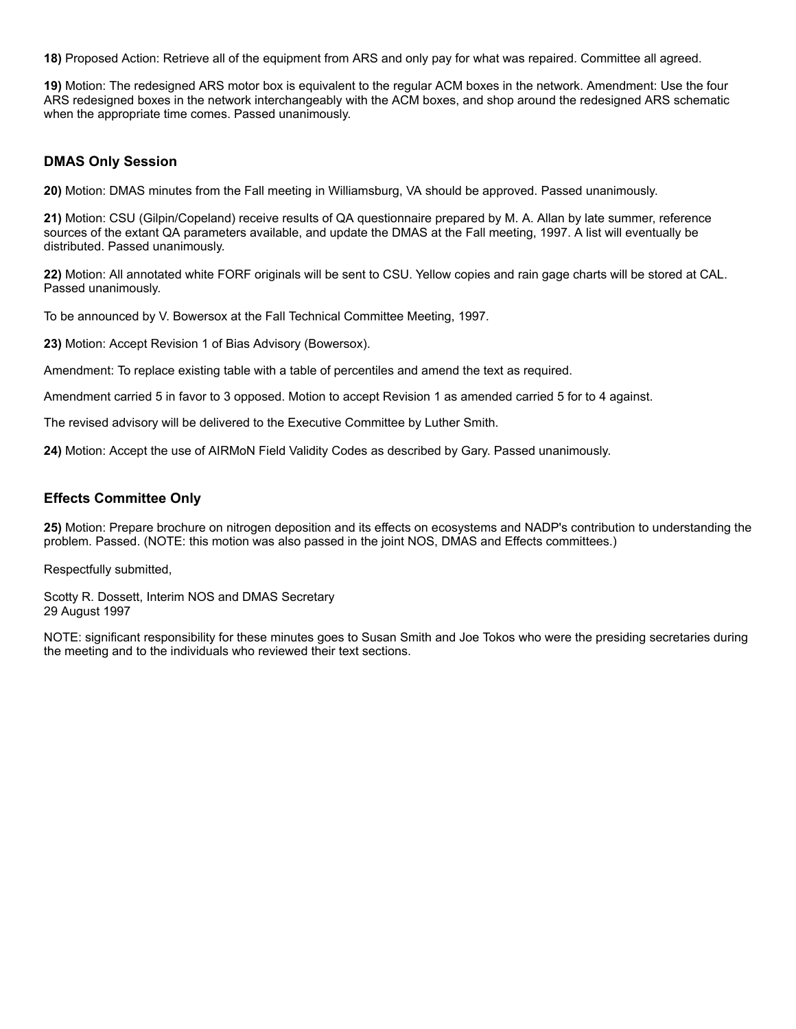**18)** Proposed Action: Retrieve all of the equipment from ARS and only pay for what was repaired. Committee all agreed.

**19)** Motion: The redesigned ARS motor box is equivalent to the regular ACM boxes in the network. Amendment: Use the four ARS redesigned boxes in the network interchangeably with the ACM boxes, and shop around the redesigned ARS schematic when the appropriate time comes. Passed unanimously.

### DMAS Only Session

**20)** Motion: DMAS minutes from the Fall meeting in Williamsburg, VA should be approved. Passed unanimously.

**21)** Motion: CSU (Gilpin/Copeland) receive results of QA questionnaire prepared by M. A. Allan by late summer, reference sources of the extant QA parameters available, and update the DMAS at the Fall meeting, 1997. A list will eventually be distributed. Passed unanimously.

**22)** Motion: All annotated white FORF originals will be sent to CSU. Yellow copies and rain gage charts will be stored at CAL. Passed unanimously.

To be announced by V. Bowersox at the Fall Technical Committee Meeting, 1997.

**23)** Motion: Accept Revision 1 of Bias Advisory (Bowersox).

Amendment: To replace existing table with a table of percentiles and amend the text as required.

Amendment carried 5 in favor to 3 opposed. Motion to accept Revision 1 as amended carried 5 for to 4 against.

The revised advisory will be delivered to the Executive Committee by Luther Smith.

**24)** Motion: Accept the use of AIRMoN Field Validity Codes as described by Gary. Passed unanimously.

### Effects Committee Only

**25)** Motion: Prepare brochure on nitrogen deposition and its effects on ecosystems and NADP's contribution to understanding the problem. Passed. (NOTE: this motion was also passed in the joint NOS, DMAS and Effects committees.)

Respectfully submitted,

Scotty R. Dossett, Interim NOS and DMAS Secretary  
29 August 1997

NOTE: significant responsibility for these minutes goes to Susan Smith and Joe Tokos who were the presiding secretaries during the meeting and to the individuals who reviewed their text sections.